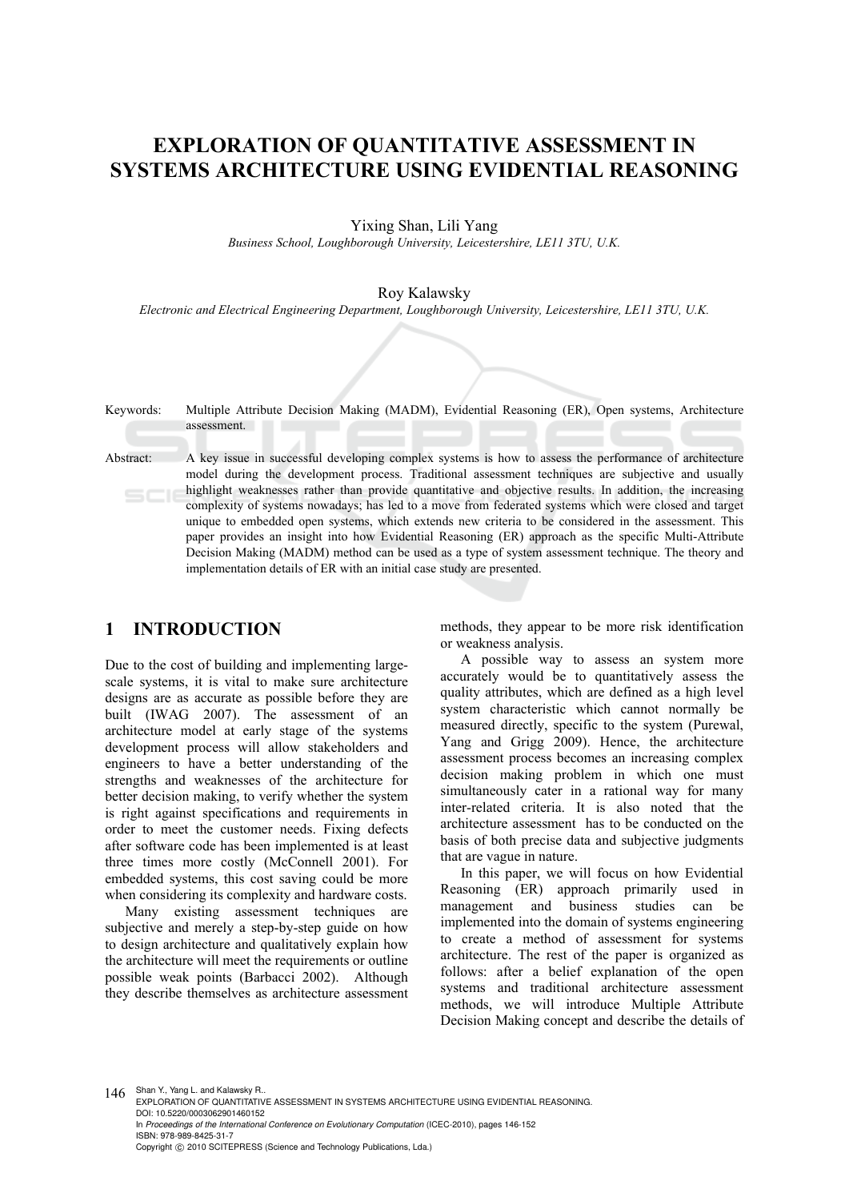# EXPLORATION OF QUANTITATIVE ASSESSMENT IN SYSTEMS ARCHITECTURE USING EVIDENTIAL REASONING

Yixing Shan, Lili Yang

*Business School, Loughborough University, Leicestershire, LE11 3TU, U.K.*

Roy Kalawsky

*Electronic and Electrical Engineering Department, Loughborough University, Leicestershire, LE11 3TU, U.K.*

Keywords: Multiple Attribute Decision Making (MADM), Evidential Reasoning (ER), Open systems, Architecture assessment.

Abstract: A key issue in successful developing complex systems is how to assess the performance of architecture model during the development process. Traditional assessment techniques are subjective and usually highlight weaknesses rather than provide quantitative and objective results. In addition, the increasing complexity of systems nowadays; has led to a move from federated systems which were closed and target unique to embedded open systems, which extends new criteria to be considered in the assessment. This paper provides an insight into how Evidential Reasoning (ER) approach as the specific Multi-Attribute Decision Making (MADM) method can be used as a type of system assessment technique. The theory and implementation details of ER with an initial case study are presented.

## 1 INTRODUCTION

Due to the cost of building and implementing large-scale systems, it is vital to make sure architecture designs are as accurate as possible before they are built (IWAG 2007). The assessment of an architecture model at early stage of the systems development process will allow stakeholders and engineers to have a better understanding of the strengths and weaknesses of the architecture for better decision making, to verify whether the system is right against specifications and requirements in order to meet the customer needs. Fixing defects after software code has been implemented is at least three times more costly (McConnell 2001). For embedded systems, this cost saving could be more when considering its complexity and hardware costs.

Many existing assessment techniques are subjective and merely a step-by-step guide on how to design architecture and qualitatively explain how the architecture will meet the requirements or outline possible weak points (Barbacci 2002). Although they describe themselves as architecture assessment methods, they appear to be more risk identification or weakness analysis.

A possible way to assess an system more accurately would be to quantitatively assess the quality attributes, which are defined as a high level system characteristic which cannot normally be measured directly, specific to the system (Purewal, Yang and Grigg 2009). Hence, the architecture assessment process becomes an increasing complex decision making problem in which one must simultaneously cater in a rational way for many inter-related criteria. It is also noted that the architecture assessment has to be conducted on the basis of both precise data and subjective judgments that are vague in nature.

In this paper, we will focus on how Evidential Reasoning (ER) approach primarily used in management and business studies can be implemented into the domain of systems engineering to create a method of assessment for systems architecture. The rest of the paper is organized as follows: after a belief explanation of the open systems and traditional architecture assessment methods, we will introduce Multiple Attribute Decision Making concept and describe the details of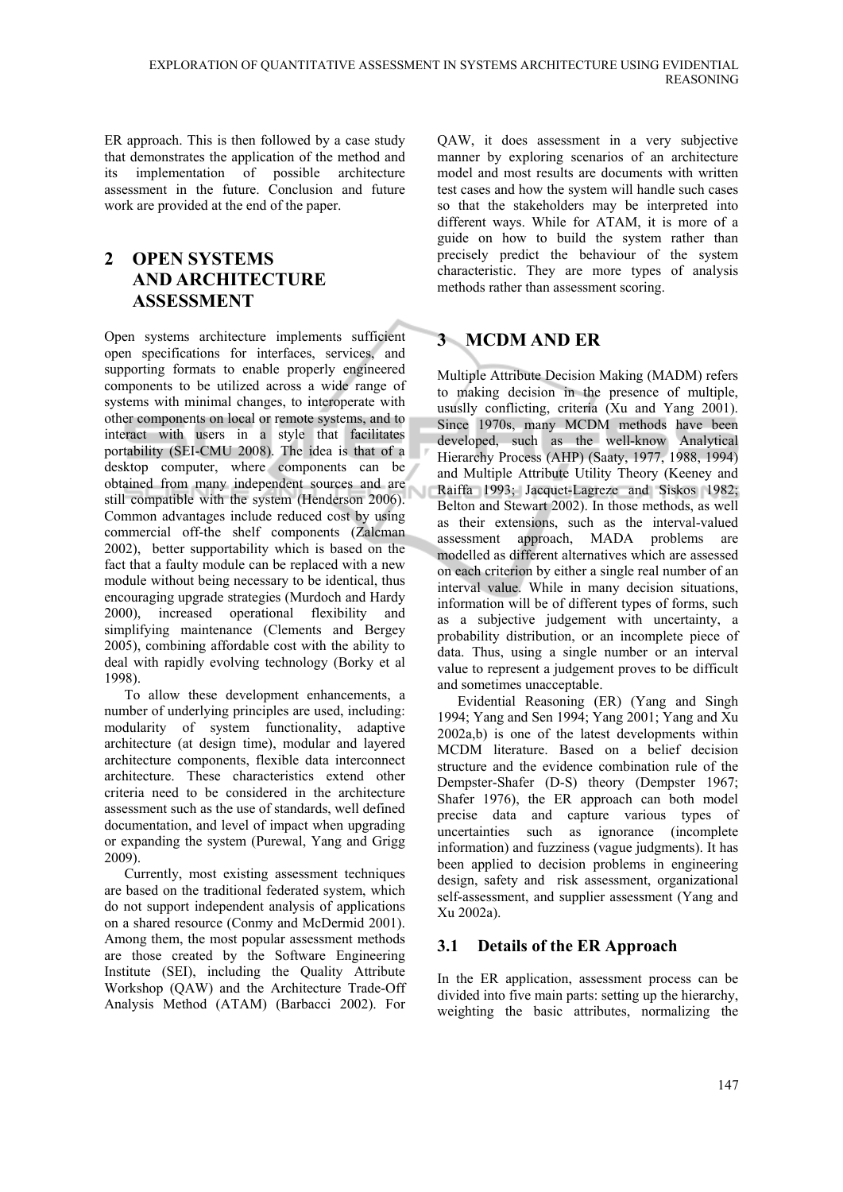ER approach. This is then followed by a case study that demonstrates the application of the method and its implementation of possible architecture assessment in the future. Conclusion and future work are provided at the end of the paper.

## 2 OPEN SYSTEMS AND ARCHITECTURE ASSESSMENT

Open systems architecture implements sufficient open specifications for interfaces, services, and supporting formats to enable properly engineered components to be utilized across a wide range of systems with minimal changes, to interoperate with other components on local or remote systems, and to interact with users in a style that facilitates portability (SEI-CMU 2008). The idea is that of a desktop computer, where components can be obtained from many independent sources and are still compatible with the system (Henderson 2006). Common advantages include reduced cost by using commercial off-the shelf components (Zalcman 2002), better supportability which is based on the fact that a faulty module can be replaced with a new module without being necessary to be identical, thus encouraging upgrade strategies (Murdoch and Hardy 2000), increased operational flexibility and simplifying maintenance (Clements and Bergey 2005), combining affordable cost with the ability to deal with rapidly evolving technology (Borky et al 1998).

To allow these development enhancements, a number of underlying principles are used, including: modularity of system functionality, adaptive architecture (at design time), modular and layered architecture components, flexible data interconnect architecture. These characteristics extend other criteria need to be considered in the architecture assessment such as the use of standards, well defined documentation, and level of impact when upgrading or expanding the system (Purewal, Yang and Grigg 2009).

Currently, most existing assessment techniques are based on the traditional federated system, which do not support independent analysis of applications on a shared resource (Conmy and McDermid 2001). Among them, the most popular assessment methods are those created by the Software Engineering Institute (SEI), including the Quality Attribute Workshop (QAW) and the Architecture Trade-Off Analysis Method (ATAM) (Barbacci 2002). For QAW, it does assessment in a very subjective manner by exploring scenarios of an architecture model and most results are documents with written test cases and how the system will handle such cases so that the stakeholders may be interpreted into different ways. While for ATAM, it is more of a guide on how to build the system rather than precisely predict the behaviour of the system characteristic. They are more types of analysis methods rather than assessment scoring.

## 3 MCDM AND ER

Multiple Attribute Decision Making (MADM) refers to making decision in the presence of multiple, ususlly conflicting, criteria (Xu and Yang 2001). Since 1970s, many MCDM methods have been developed, such as the well-know Analytical Hierarchy Process (AHP) (Saaty, 1977, 1988, 1994) and Multiple Attribute Utility Theory (Keeney and Raiffa 1993; Jacquet-Lagreze and Siskos 1982; Belton and Stewart 2002). In those methods, as well as their extensions, such as the interval-valued assessment approach, MADA problems are modelled as different alternatives which are assessed on each criterion by either a single real number of an interval value. While in many decision situations, information will be of different types of forms, such as a subjective judgement with uncertainty, a probability distribution, or an incomplete piece of data. Thus, using a single number or an interval value to represent a judgement proves to be difficult and sometimes unacceptable.

Evidential Reasoning (ER) (Yang and Singh 1994; Yang and Sen 1994; Yang 2001; Yang and Xu 2002a,b) is one of the latest developments within MCDM literature. Based on a belief decision structure and the evidence combination rule of the Dempster-Shafer (D-S) theory (Dempster 1967; Shafer 1976), the ER approach can both model precise data and capture various types of uncertainties such as ignorance (incomplete information) and fuzziness (vague judgments). It has been applied to decision problems in engineering design, safety and risk assessment, organizational self-assessment, and supplier assessment (Yang and Xu 2002a).

### 3.1 Details of the ER Approach

In the ER application, assessment process can be divided into five main parts: setting up the hierarchy, weighting the basic attributes, normalizing the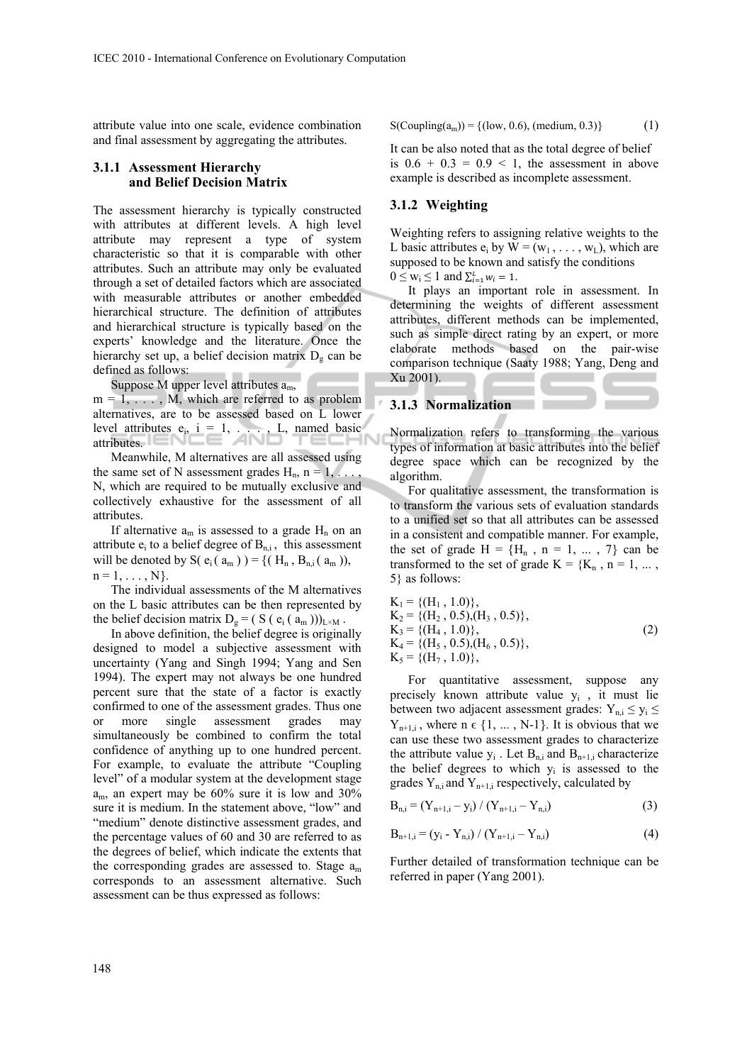attribute value into one scale, evidence combination and final assessment by aggregating the attributes.

### 3.1.1 Assessment Hierarchy and Belief Decision Matrix

The assessment hierarchy is typically constructed with attributes at different levels. A high level attribute may represent a type of system characteristic so that it is comparable with other attributes. Such an attribute may only be evaluated through a set of detailed factors which are associated with measurable attributes or another embedded hierarchical structure. The definition of attributes and hierarchical structure is typically based on the experts' knowledge and the literature. Once the hierarchy set up, a belief decision matrix $D_g$ can be defined as follows:

Suppose M upper level attributes $a_m$, $m = 1, \ldots, M$, which are referred to as problem alternatives, are to be assessed based on L lower level attributes $e_i$, $i = 1, \ldots, L$, named basic attributes.

Meanwhile, M alternatives are all assessed using the same set of N assessment grades $H_n$, $n = 1, \ldots, N$, which are required to be mutually exclusive and collectively exhaustive for the assessment of all attributes.

If alternative $a_m$ is assessed to a grade $H_n$ on an attribute $e_i$ to a belief degree of $B_{n,i}$, this assessment will be denoted by $S( e_i ( a_m ) ) = \{( H_n , B_{n,i} ( a_m )), n = 1, \ldots, N\}$.

The individual assessments of the M alternatives on the L basic attributes can be then represented by the belief decision matrix $D_g = ( S ( e_i ( a_m )))_{L\times M}$.

In above definition, the belief degree is originally designed to model a subjective assessment with uncertainty (Yang and Singh 1994; Yang and Sen 1994). The expert may not always be one hundred percent sure that the state of a factor is exactly confirmed to one of the assessment grades. Thus one or more single assessment grades may simultaneously be combined to confirm the total confidence of anything up to one hundred percent. For example, to evaluate the attribute "Coupling level" of a modular system at the development stage $a_m$, an expert may be 60% sure it is low and 30% sure it is medium. In the statement above, "low" and "medium" denote distinctive assessment grades, and the percentage values of 60 and 30 are referred to as the degrees of belief, which indicate the extents that the corresponding grades are assessed to. Stage $a_m$ corresponds to an assessment alternative. Such assessment can be thus expressed as follows:

$$S(\text{Coupling}(a_m)) = \{(\text{low}, 0.6), (\text{medium}, 0.3)\} \quad (1)$$

It can be also noted that as the total degree of belief is $0.6 + 0.3 = 0.9 < 1$, the assessment in above example is described as incomplete assessment.

### 3.1.2 Weighting

Weighting refers to assigning relative weights to the L basic attributes $e_i$ by $W = (w_1 , \ldots , w_L)$, which are supposed to be known and satisfy the conditions $0 \leq w_i \leq 1$ and $\sum_{i=1}^{L} w_i = 1$.

It plays an important role in assessment. In determining the weights of different assessment attributes, different methods can be implemented, such as simple direct rating by an expert, or more elaborate methods based on the pair-wise comparison technique (Saaty 1988; Yang, Deng and Xu 2001).

### 3.1.3 Normalization

Normalization refers to transforming the various types of information at basic attributes into the belief degree space which can be recognized by the algorithm.

For qualitative assessment, the transformation is to transform the various sets of evaluation standards to a unified set so that all attributes can be assessed in a consistent and compatible manner. For example, the set of grade $H = \{H_n , n = 1, \ldots , 7\}$ can be transformed to the set of grade $K = \{K_n , n = 1, \ldots , 5\}$ as follows:

$$\begin{aligned}
K_1 &= \{(H_1 , 1.0)\}, \\
K_2 &= \{(H_2 , 0.5),(H_3 , 0.5)\}, \\
K_3 &= \{(H_4 , 1.0)\}, \\
K_4 &= \{(H_5 , 0.5),(H_6 , 0.5)\}, \\
K_5 &= \{(H_7 , 1.0)\},
\end{aligned} \quad (2)$$

For quantitative assessment, suppose any precisely known attribute value $y_i$, it must lie between two adjacent assessment grades: $Y_{n,i} \leq y_i \leq Y_{n+1,i}$, where $n \in \{1, \ldots , N\text{-}1\}$. It is obvious that we can use these two assessment grades to characterize the attribute value $y_i$. Let $B_{n,i}$ and $B_{n+1,i}$ characterize the belief degrees to which $y_i$ is assessed to the grades $Y_{n,i}$ and $Y_{n+1,i}$ respectively, calculated by

$$B_{n,i} = (Y_{n+1,i} - y_i) / (Y_{n+1,i} - Y_{n,i}) \quad (3)$$

$$B_{n+1,i} = (y_i - Y_{n,i}) / (Y_{n+1,i} - Y_{n,i}) \quad (4)$$

Further detailed of transformation technique can be referred in paper (Yang 2001).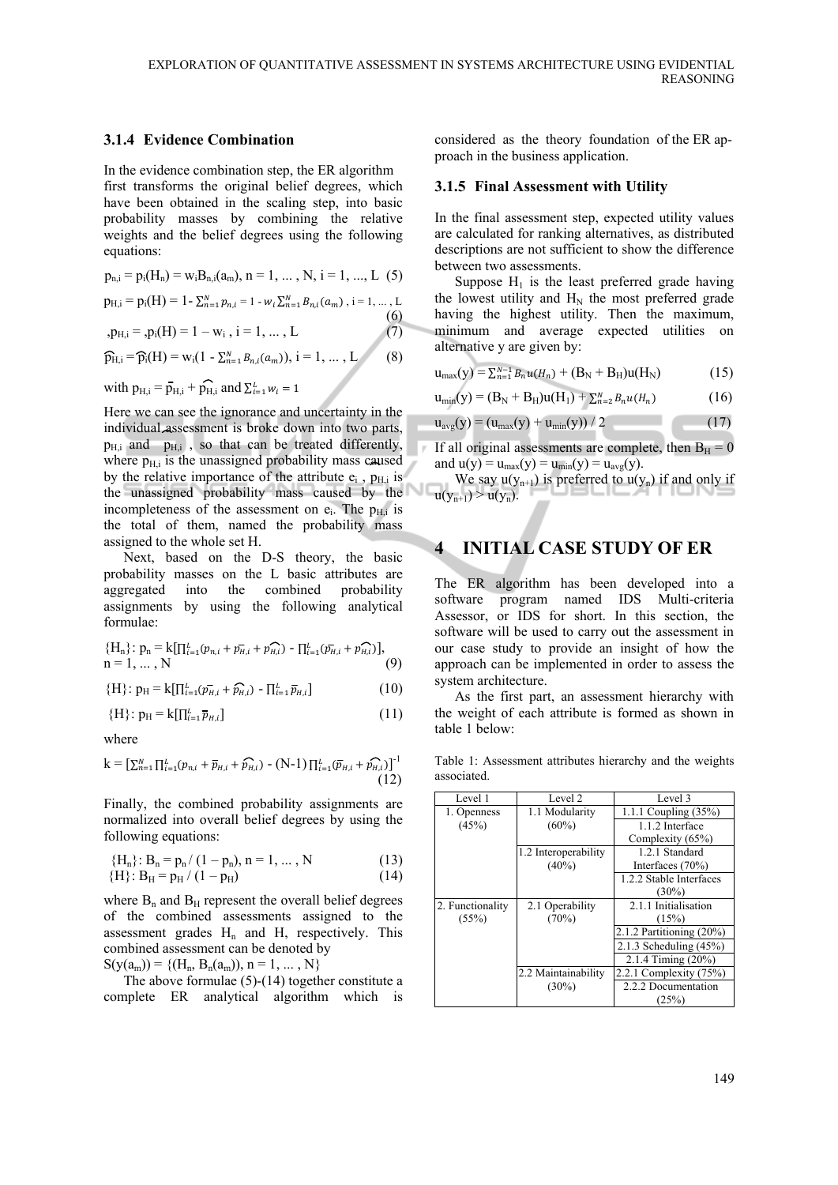### 3.1.4 Evidence Combination

In the evidence combination step, the ER algorithm first transforms the original belief degrees, which have been obtained in the scaling step, into basic probability masses by combining the relative weights and the belief degrees using the following equations:

$$p_{n,i} = p_i(H_n) = w_i B_{n,i}(a_m),\ n = 1, \ldots, N,\ i = 1, \ldots, L \quad (5)$$

$$p_{H,i} = p_i(H) = 1 - \sum_{n=1}^{N} p_{n,i} = 1 - w_i \sum_{n=1}^{N} B_{n,i}(a_m),\ i = 1, \ldots, L \quad (6)$$

$$\bar{p}_{H,i} = \bar{p}_i(H) = 1 - w_i,\ i = 1, \ldots, L \quad (7)$$

$$\widehat{p}_{H,i} = \widehat{p}_i(H) = w_i(1 - \sum_{n=1}^{N} B_{n,i}(a_m)),\ i = 1, \ldots, L \quad (8)$$

with $p_{H,i} = \bar{p}_{H,i} + \widehat{p}_{H,i}$ and $\sum_{i=1}^{L} w_i = 1$

Here we can see the ignorance and uncertainty in the individual assessment is broke down into two parts, $\bar{p}_{H,i}$ and $\widehat{p}_{H,i}$, so that can be treated differently, where $\bar{p}_{H,i}$ is the unassigned probability mass caused by the relative importance of the attribute $e_i$, $\widehat{p}_{H,i}$ is the unassigned probability mass caused by the incompleteness of the assessment on $e_i$. The $p_{H,i}$ is the total of them, named the probability mass assigned to the whole set H.

Next, based on the D-S theory, the basic probability masses on the L basic attributes are aggregated into the combined probability assignments by using the following analytical formulae:

$$\{H_n\}:\ p_n = k[\prod_{i=1}^{L}(p_{n,i} + \bar{p}_{H,i} + \widehat{p}_{H,i}) - \prod_{i=1}^{L}(\bar{p}_{H,i} + \widehat{p}_{H,i})],\ n = 1, \ldots, N \quad (9)$$

$$\{H\}:\ p_H = k[\prod_{i=1}^{L}(\bar{p}_{H,i} + \widehat{p}_{H,i}) - \prod_{i=1}^{L}\bar{p}_{H,i}] \quad (10)$$

$$\{H\}:\ p_H = k[\prod_{i=1}^{L}\bar{p}_{H,i}] \quad (11)$$

where

$$k = [\sum_{n=1}^{N}\prod_{i=1}^{L}(p_{n,i} + \bar{p}_{H,i} + \widehat{p}_{H,i}) - (N-1)\prod_{i=1}^{L}(\bar{p}_{H,i} + \widehat{p}_{H,i})]^{-1} \quad (12)$$

Finally, the combined probability assignments are normalized into overall belief degrees by using the following equations:

$$\{H_n\}:\ B_n = p_n / (1 - p_n),\ n = 1, \ldots, N \quad (13)$$

$$\{H\}:\ B_H = p_H / (1 - p_H) \quad (14)$$

where $B_n$ and $B_H$ represent the overall belief degrees of the combined assessments assigned to the assessment grades $H_n$ and H, respectively. This combined assessment can be denoted by $S(y(a_m)) = \{(H_n, B_n(a_m)),\ n = 1, \ldots, N\}$

The above formulae (5)-(14) together constitute a complete ER analytical algorithm which is considered as the theory foundation of the ER approach in the business application.

### 3.1.5 Final Assessment with Utility

In the final assessment step, expected utility values are calculated for ranking alternatives, as distributed descriptions are not sufficient to show the difference between two assessments.

Suppose $H_1$ is the least preferred grade having the lowest utility and $H_N$ the most preferred grade having the highest utility. Then the maximum, minimum and average expected utilities on alternative y are given by:

$$u_{max}(y) = \sum_{n=1}^{N-1} B_n u(H_n) + (B_N + B_H)u(H_N) \quad (15)$$

$$u_{min}(y) = (B_N + B_H)u(H_1) + \sum_{n=2}^{N} B_n u(H_n) \quad (16)$$

$$u_{avg}(y) = (u_{max}(y) + u_{min}(y)) / 2 \quad (17)$$

If all original assessments are complete, then $B_H = 0$ and $u(y) = u_{max}(y) = u_{min}(y) = u_{avg}(y)$.

We say $u(y_{n+1})$ is preferred to $u(y_n)$ if and only if $u(y_{n+1}) > u(y_n)$.

# 4 INITIAL CASE STUDY OF ER

The ER algorithm has been developed into a software program named IDS Multi-criteria Assessor, or IDS for short. In this section, the software will be used to carry out the assessment in our case study to provide an insight of how the approach can be implemented in order to assess the system architecture.

As the first part, an assessment hierarchy with the weight of each attribute is formed as shown in table 1 below:

Table 1: Assessment attributes hierarchy and the weights associated.

| Level 1 | Level 2 | Level 3 |
|---|---|---|
| 1. Openness (45%) | 1.1 Modularity (60%) | 1.1.1 Coupling (35%) |
| | | 1.1.2 Interface Complexity (65%) |
| | 1.2 Interoperability (40%) | 1.2.1 Standard Interfaces (70%) |
| | | 1.2.2 Stable Interfaces (30%) |
| 2. Functionality (55%) | 2.1 Operability (70%) | 2.1.1 Initialisation (15%) |
| | | 2.1.2 Partitioning (20%) |
| | | 2.1.3 Scheduling (45%) |
| | | 2.1.4 Timing (20%) |
| | 2.2 Maintainability (30%) | 2.2.1 Complexity (75%) |
| | | 2.2.2 Documentation (25%) |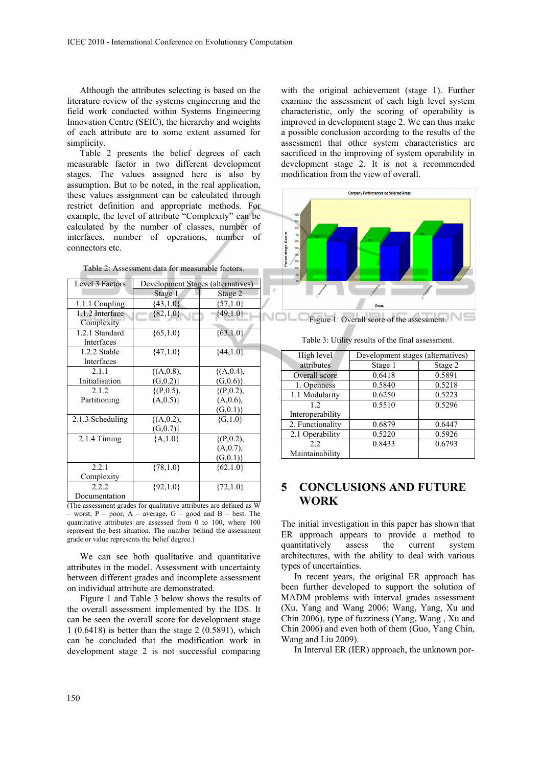Although the attributes selecting is based on the literature review of the systems engineering and the field work conducted within Systems Engineering Innovation Centre (SEIC), the hierarchy and weights of each attribute are to some extent assumed for simplicity.

Table 2 presents the belief degrees of each measurable factor in two different development stages. The values assigned here is also by assumption. But to be noted, in the real application, these values assignment can be calculated through restrict definition and appropriate methods. For example, the level of attribute "Complexity" can be calculated by the number of classes, number of interfaces, number of operations, number of connectors etc.

Table 2: Assessment data for measurable factors.

| Level 3 Factors | Development Stages (alternatives) | |
|---|---|---|
| | Stage 1 | Stage 2 |
| 1.1.1 Coupling | {43,1.0} | {57,1.0} |
| 1.1.2 Interface Complexity | {82,1.0} | {49,1.0} |
| 1.2.1 Standard Interfaces | {65,1.0} | {63,1.0} |
| 1.2.2 Stable Interfaces | {47,1.0} | {44,1.0} |
| 2.1.1 Initialisation | {(A,0.8), (G,0.2)} | {(A,0.4), (G,0.6)} |
| 2.1.2 Partitioning | {(P,0.5), (A,0.5)} | {(P,0.2), (A,0.6), (G,0.1)} |
| 2.1.3 Scheduling | {(A,0.2), (G,0.7)} | {G,1.0} |
| 2.1.4 Timing | {A,1.0} | {(P,0.2), (A,0.7), (G,0.1)} |
| 2.2.1 Complexity | {78,1.0} | {62.1.0} |
| 2.2.2 Documentation | {92,1.0} | {72,1.0} |

(The assessment grades for qualitative attributes are defined as W – worst, P – poor, A – average, G – good and B – best. The quantitative attributes are assessed from 0 to 100, where 100 represent the best situation. The number behind the assessment grade or value represents the belief degree.)

We can see both qualitative and quantitative attributes in the model. Assessment with uncertainty between different grades and incomplete assessment on individual attribute are demonstrated.

Figure 1 and Table 3 below shows the results of the overall assessment implemented by the IDS. It can be seen the overall score for development stage 1 (0.6418) is better than the stage 2 (0.5891), which can be concluded that the modification work in development stage 2 is not successful comparing with the original achievement (stage 1). Further examine the assessment of each high level system characteristic, only the scoring of operability is improved in development stage 2. We can thus make a possible conclusion according to the results of the assessment that other system characteristics are sacrificed in the improving of system operability in development stage 2. It is not a recommended modification from the view of overall.

Figure 1: Overall score of the assessment.

Table 3: Utility results of the final assessment.

| High level attributes | Development stages (alternatives) | |
|---|---|---|
| | Stage 1 | Stage 2 |
| Overall score | 0.6418 | 0.5891 |
| 1. Openness | 0.5840 | 0.5218 |
| 1.1 Modularity | 0.6250 | 0.5223 |
| 1.2 Interoperability | 0.5510 | 0.5296 |
| 2. Functionality | 0.6879 | 0.6447 |
| 2.1 Operability | 0.5220 | 0.5926 |
| 2.2 Maintainability | 0.8433 | 0.6793 |

## 5 CONCLUSIONS AND FUTURE WORK

The initial investigation in this paper has shown that ER approach appears to provide a method to quantitatively assess the current system architectures, with the ability to deal with various types of uncertainties.

In recent years, the original ER approach has been further developed to support the solution of MADM problems with interval grades assessment (Xu, Yang and Wang 2006; Wang, Yang, Xu and Chin 2006), type of fuzziness (Yang, Wang , Xu and Chin 2006) and even both of them (Guo, Yang Chin, Wang and Liu 2009).

In Interval ER (IER) approach, the unknown por-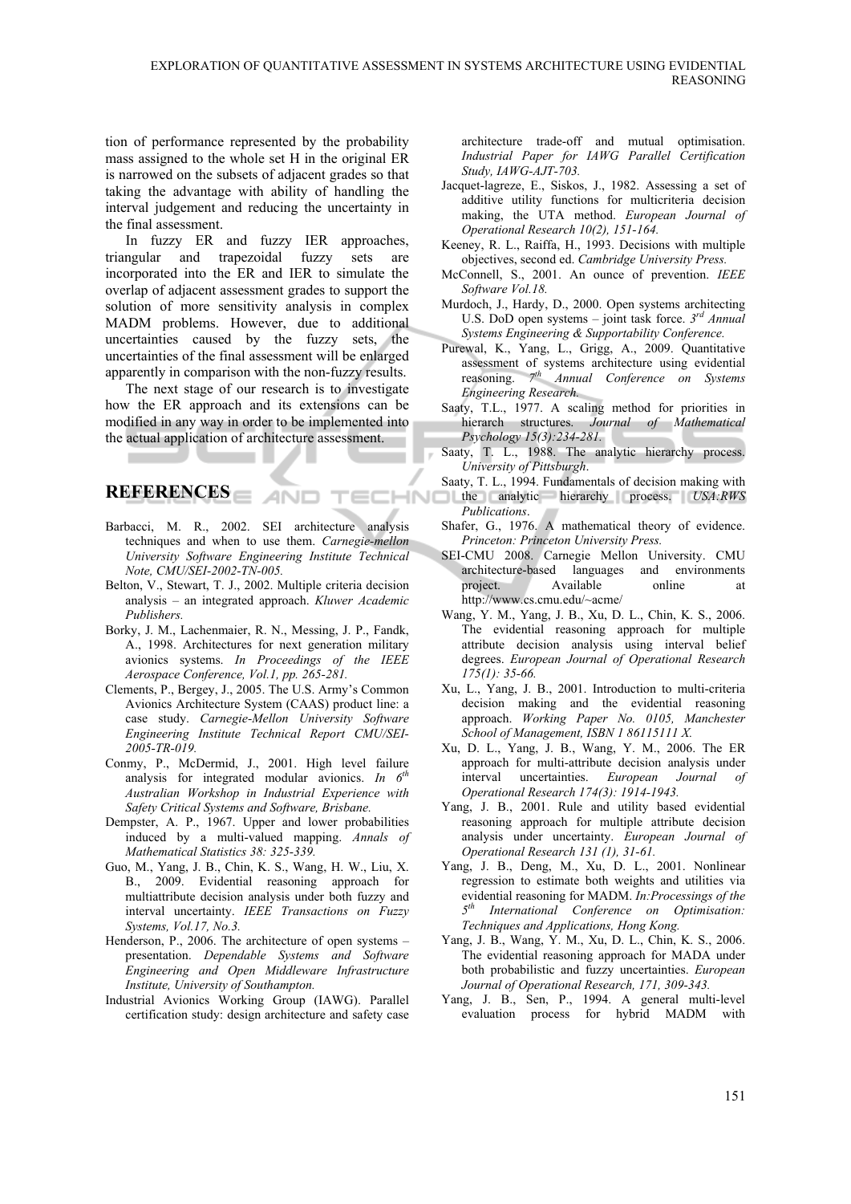tion of performance represented by the probability mass assigned to the whole set H in the original ER is narrowed on the subsets of adjacent grades so that taking the advantage with ability of handling the interval judgement and reducing the uncertainty in the final assessment.

In fuzzy ER and fuzzy IER approaches, triangular and trapezoidal fuzzy sets are incorporated into the ER and IER to simulate the overlap of adjacent assessment grades to support the solution of more sensitivity analysis in complex MADM problems. However, due to additional uncertainties caused by the fuzzy sets, the uncertainties of the final assessment will be enlarged apparently in comparison with the non-fuzzy results.

The next stage of our research is to investigate how the ER approach and its extensions can be modified in any way in order to be implemented into the actual application of architecture assessment.

## REFERENCES

Barbacci, M. R., 2002. SEI architecture analysis techniques and when to use them. *Carnegie-mellon University Software Engineering Institute Technical Note, CMU/SEI-2002-TN-005.*

Belton, V., Stewart, T. J., 2002. Multiple criteria decision analysis – an integrated approach. *Kluwer Academic Publishers.*

Borky, J. M., Lachenmaier, R. N., Messing, J. P., Fandk, A., 1998. Architectures for next generation military avionics systems. *In Proceedings of the IEEE Aerospace Conference, Vol.1, pp. 265-281.*

Clements, P., Bergey, J., 2005. The U.S. Army's Common Avionics Architecture System (CAAS) product line: a case study. *Carnegie-Mellon University Software Engineering Institute Technical Report CMU/SEI-2005-TR-019.*

Conmy, P., McDermid, J., 2001. High level failure analysis for integrated modular avionics. *In 6th Australian Workshop in Industrial Experience with Safety Critical Systems and Software, Brisbane.*

Dempster, A. P., 1967. Upper and lower probabilities induced by a multi-valued mapping. *Annals of Mathematical Statistics 38: 325-339.*

Guo, M., Yang, J. B., Chin, K. S., Wang, H. W., Liu, X. B., 2009. Evidential reasoning approach for multiattribute decision analysis under both fuzzy and interval uncertainty. *IEEE Transactions on Fuzzy Systems, Vol.17, No.3.*

Henderson, P., 2006. The architecture of open systems – presentation. *Dependable Systems and Software Engineering and Open Middleware Infrastructure Institute, University of Southampton.*

Industrial Avionics Working Group (IAWG). Parallel certification study: design architecture and safety case architecture trade-off and mutual optimisation. *Industrial Paper for IAWG Parallel Certification Study, IAWG-AJT-703.*

Jacquet-lagreze, E., Siskos, J., 1982. Assessing a set of additive utility functions for multicriteria decision making, the UTA method. *European Journal of Operational Research 10(2), 151-164.*

Keeney, R. L., Raiffa, H., 1993. Decisions with multiple objectives, second ed. *Cambridge University Press.*

McConnell, S., 2001. An ounce of prevention. *IEEE Software Vol.18.*

Murdoch, J., Hardy, D., 2000. Open systems architecting U.S. DoD open systems – joint task force. *3rd Annual Systems Engineering & Supportability Conference.*

Purewal, K., Yang, L., Grigg, A., 2009. Quantitative assessment of systems architecture using evidential reasoning. *7th Annual Conference on Systems Engineering Research.*

Saaty, T.L., 1977. A scaling method for priorities in hierarch structures. *Journal of Mathematical Psychology 15(3):234-281.*

Saaty, T. L., 1988. The analytic hierarchy process. *University of Pittsburgh*.

Saaty, T. L., 1994. Fundamentals of decision making with the analytic hierarchy process. *USA:RWS Publications*.

Shafer, G., 1976. A mathematical theory of evidence. *Princeton: Princeton University Press.*

SEI-CMU 2008. Carnegie Mellon University. CMU architecture-based languages and environments project. Available online at http://www.cs.cmu.edu/~acme/

Wang, Y. M., Yang, J. B., Xu, D. L., Chin, K. S., 2006. The evidential reasoning approach for multiple attribute decision analysis using interval belief degrees. *European Journal of Operational Research 175(1): 35-66.*

Xu, L., Yang, J. B., 2001. Introduction to multi-criteria decision making and the evidential reasoning approach. *Working Paper No. 0105, Manchester School of Management, ISBN 1 86115111 X.*

Xu, D. L., Yang, J. B., Wang, Y. M., 2006. The ER approach for multi-attribute decision analysis under interval uncertainties. *European Journal of Operational Research 174(3): 1914-1943.*

Yang, J. B., 2001. Rule and utility based evidential reasoning approach for multiple attribute decision analysis under uncertainty. *European Journal of Operational Research 131 (1), 31-61.*

Yang, J. B., Deng, M., Xu, D. L., 2001. Nonlinear regression to estimate both weights and utilities via evidential reasoning for MADM. *In:Processings of the 5th International Conference on Optimisation: Techniques and Applications, Hong Kong.*

Yang, J. B., Wang, Y. M., Xu, D. L., Chin, K. S., 2006. The evidential reasoning approach for MADA under both probabilistic and fuzzy uncertainties. *European Journal of Operational Research, 171, 309-343.*

Yang, J. B., Sen, P., 1994. A general multi-level evaluation process for hybrid MADM with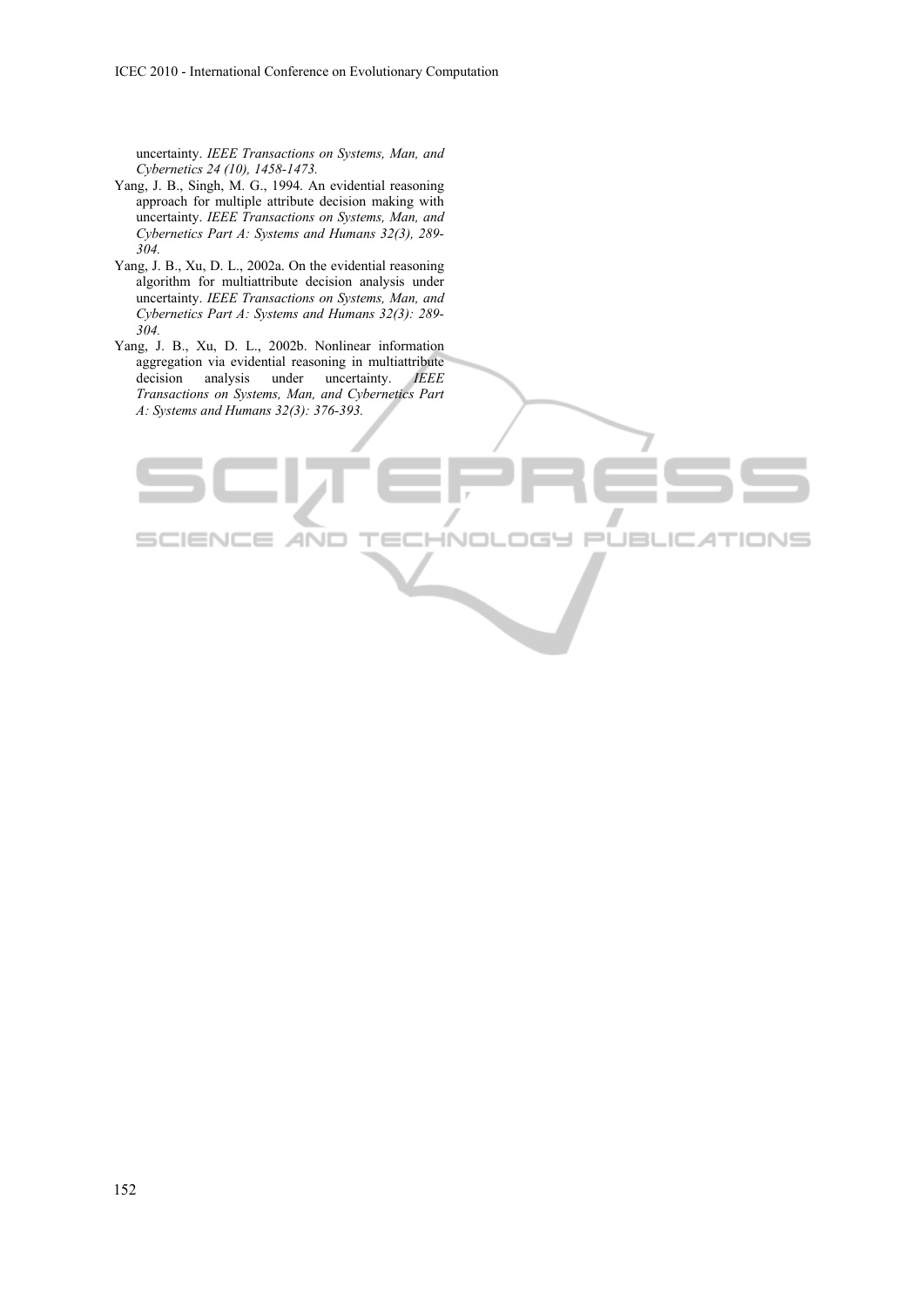uncertainty. *IEEE Transactions on Systems, Man, and Cybernetics 24 (10), 1458-1473.*

Yang, J. B., Singh, M. G., 1994. An evidential reasoning approach for multiple attribute decision making with uncertainty. *IEEE Transactions on Systems, Man, and Cybernetics Part A: Systems and Humans 32(3), 289-304.*

Yang, J. B., Xu, D. L., 2002a. On the evidential reasoning algorithm for multiattribute decision analysis under uncertainty. *IEEE Transactions on Systems, Man, and Cybernetics Part A: Systems and Humans 32(3): 289-304.*

Yang, J. B., Xu, D. L., 2002b. Nonlinear information aggregation via evidential reasoning in multiattribute decision analysis under uncertainty. *IEEE Transactions on Systems, Man, and Cybernetics Part A: Systems and Humans 32(3): 376-393.*